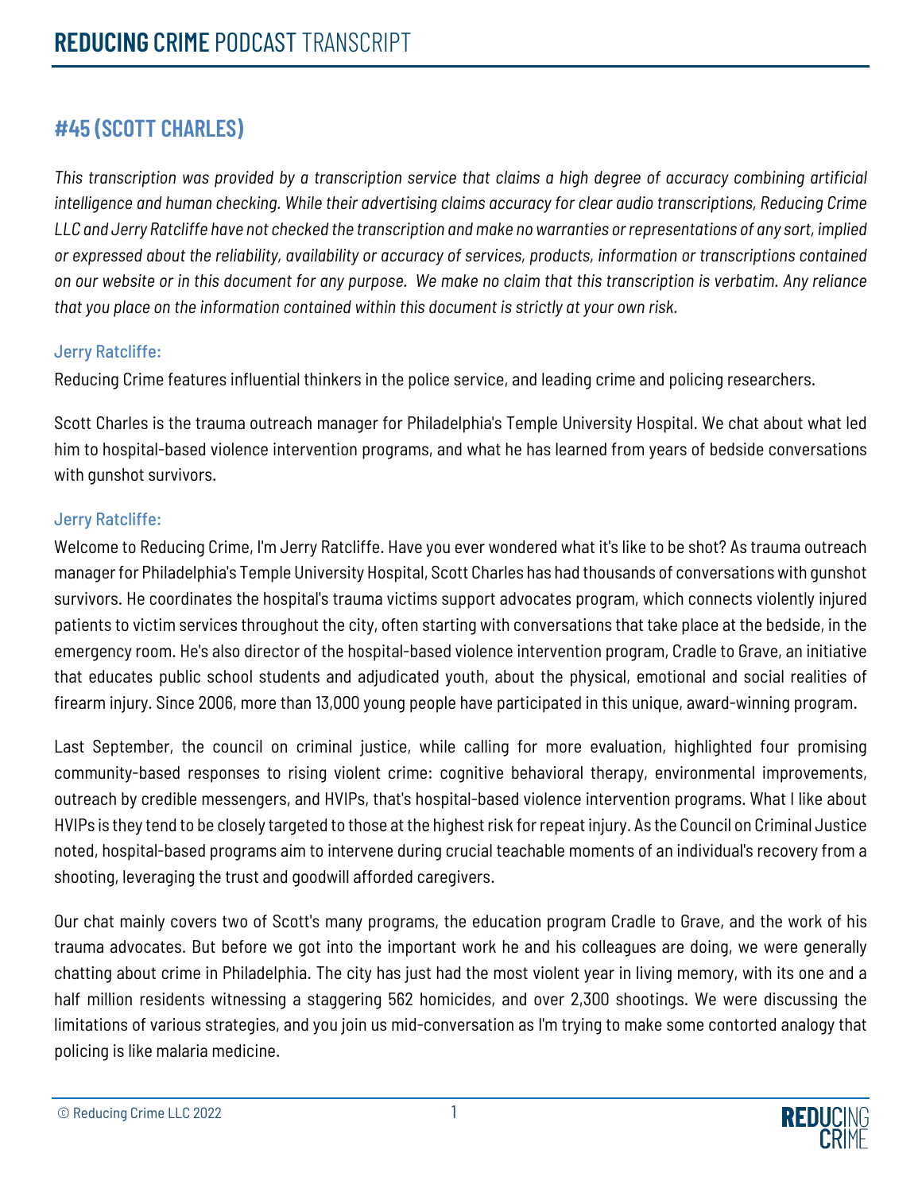# REDUCING CRIME PODCAST TRANSCRIPT

## #45 (SCOTT CHARLES)

*This transcription was provided by a transcription service that claims a high degree of accuracy combining artificial intelligence and human checking. While their advertising claims accuracy for clear audio transcriptions, Reducing Crime LLC and Jerry Ratcliffe have not checked the transcription and make no warranties or representations of any sort, implied or expressed about the reliability, availability or accuracy of services, products, information or transcriptions contained on our website or in this document for any purpose. We make no claim that this transcription is verbatim. Any reliance that you place on the information contained within this document is strictly at your own risk.*

Jerry Ratcliffe:

Reducing Crime features influential thinkers in the police service, and leading crime and policing researchers.

Scott Charles is the trauma outreach manager for Philadelphia's Temple University Hospital. We chat about what led him to hospital-based violence intervention programs, and what he has learned from years of bedside conversations with gunshot survivors.

Jerry Ratcliffe:

Welcome to Reducing Crime, I'm Jerry Ratcliffe. Have you ever wondered what it's like to be shot? As trauma outreach manager for Philadelphia's Temple University Hospital, Scott Charles has had thousands of conversations with gunshot survivors. He coordinates the hospital's trauma victims support advocates program, which connects violently injured patients to victim services throughout the city, often starting with conversations that take place at the bedside, in the emergency room. He's also director of the hospital-based violence intervention program, Cradle to Grave, an initiative that educates public school students and adjudicated youth, about the physical, emotional and social realities of firearm injury. Since 2006, more than 13,000 young people have participated in this unique, award-winning program.

Last September, the council on criminal justice, while calling for more evaluation, highlighted four promising community-based responses to rising violent crime: cognitive behavioral therapy, environmental improvements, outreach by credible messengers, and HVIPs, that's hospital-based violence intervention programs. What I like about HVIPs is they tend to be closely targeted to those at the highest risk for repeat injury. As the Council on Criminal Justice noted, hospital-based programs aim to intervene during crucial teachable moments of an individual's recovery from a shooting, leveraging the trust and goodwill afforded caregivers.

Our chat mainly covers two of Scott's many programs, the education program Cradle to Grave, and the work of his trauma advocates. But before we got into the important work he and his colleagues are doing, we were generally chatting about crime in Philadelphia. The city has just had the most violent year in living memory, with its one and a half million residents witnessing a staggering 562 homicides, and over 2,300 shootings. We were discussing the limitations of various strategies, and you join us mid-conversation as I'm trying to make some contorted analogy that policing is like malaria medicine.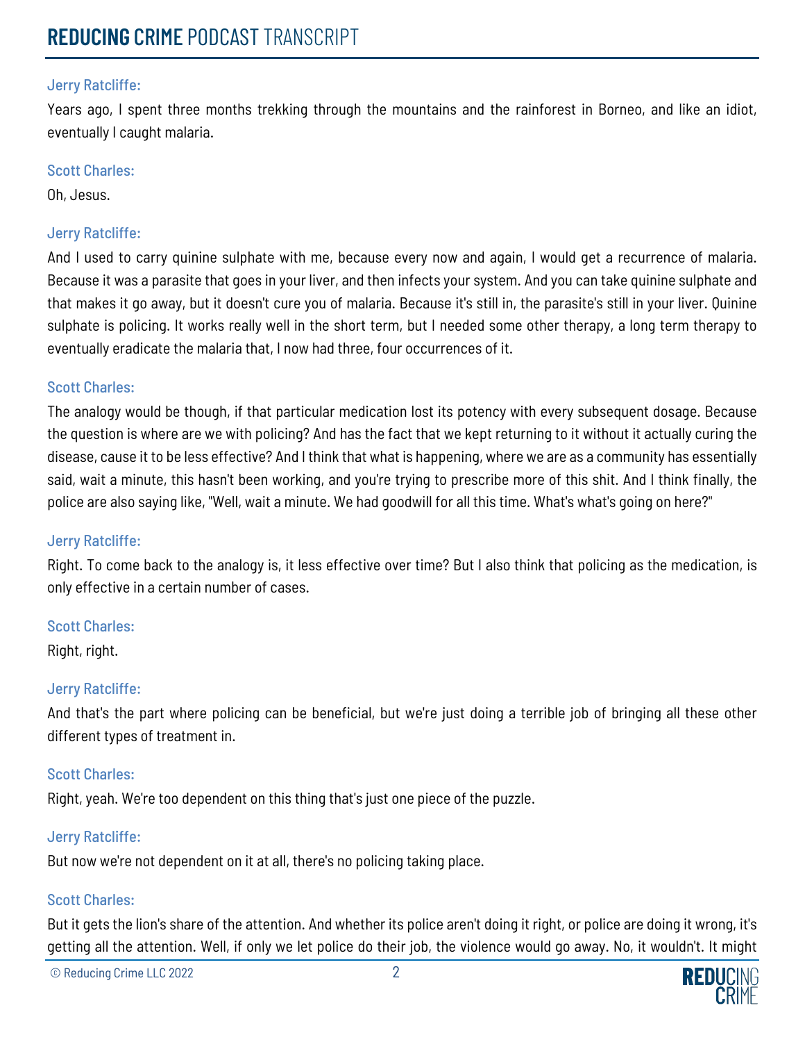**Jerry Ratcliffe:**

Years ago, I spent three months trekking through the mountains and the rainforest in Borneo, and like an idiot, eventually I caught malaria.

**Scott Charles:**

Oh, Jesus.

**Jerry Ratcliffe:**

And I used to carry quinine sulphate with me, because every now and again, I would get a recurrence of malaria. Because it was a parasite that goes in your liver, and then infects your system. And you can take quinine sulphate and that makes it go away, but it doesn't cure you of malaria. Because it's still in, the parasite's still in your liver. Quinine sulphate is policing. It works really well in the short term, but I needed some other therapy, a long term therapy to eventually eradicate the malaria that, I now had three, four occurrences of it.

**Scott Charles:**

The analogy would be though, if that particular medication lost its potency with every subsequent dosage. Because the question is where are we with policing? And has the fact that we kept returning to it without it actually curing the disease, cause it to be less effective? And I think that what is happening, where we are as a community has essentially said, wait a minute, this hasn't been working, and you're trying to prescribe more of this shit. And I think finally, the police are also saying like, "Well, wait a minute. We had goodwill for all this time. What's what's going on here?"

**Jerry Ratcliffe:**

Right. To come back to the analogy is, it less effective over time? But I also think that policing as the medication, is only effective in a certain number of cases.

**Scott Charles:**

Right, right.

**Jerry Ratcliffe:**

And that's the part where policing can be beneficial, but we're just doing a terrible job of bringing all these other different types of treatment in.

**Scott Charles:**

Right, yeah. We're too dependent on this thing that's just one piece of the puzzle.

**Jerry Ratcliffe:**

But now we're not dependent on it at all, there's no policing taking place.

**Scott Charles:**

But it gets the lion's share of the attention. And whether its police aren't doing it right, or police are doing it wrong, it's getting all the attention. Well, if only we let police do their job, the violence would go away. No, it wouldn't. It might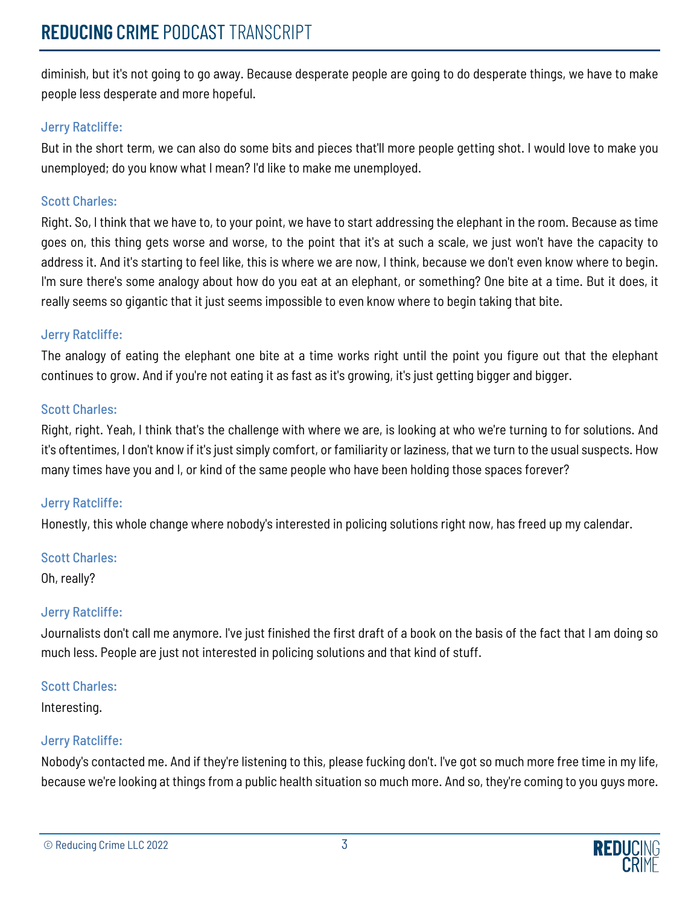diminish, but it's not going to go away. Because desperate people are going to do desperate things, we have to make people less desperate and more hopeful.

**Jerry Ratcliffe:**

But in the short term, we can also do some bits and pieces that'll more people getting shot. I would love to make you unemployed; do you know what I mean? I'd like to make me unemployed.

**Scott Charles:**

Right. So, I think that we have to, to your point, we have to start addressing the elephant in the room. Because as time goes on, this thing gets worse and worse, to the point that it's at such a scale, we just won't have the capacity to address it. And it's starting to feel like, this is where we are now, I think, because we don't even know where to begin. I'm sure there's some analogy about how do you eat at an elephant, or something? One bite at a time. But it does, it really seems so gigantic that it just seems impossible to even know where to begin taking that bite.

**Jerry Ratcliffe:**

The analogy of eating the elephant one bite at a time works right until the point you figure out that the elephant continues to grow. And if you're not eating it as fast as it's growing, it's just getting bigger and bigger.

**Scott Charles:**

Right, right. Yeah, I think that's the challenge with where we are, is looking at who we're turning to for solutions. And it's oftentimes, I don't know if it's just simply comfort, or familiarity or laziness, that we turn to the usual suspects. How many times have you and I, or kind of the same people who have been holding those spaces forever?

**Jerry Ratcliffe:**

Honestly, this whole change where nobody's interested in policing solutions right now, has freed up my calendar.

**Scott Charles:**

Oh, really?

**Jerry Ratcliffe:**

Journalists don't call me anymore. I've just finished the first draft of a book on the basis of the fact that I am doing so much less. People are just not interested in policing solutions and that kind of stuff.

**Scott Charles:**

Interesting.

**Jerry Ratcliffe:**

Nobody's contacted me. And if they're listening to this, please fucking don't. I've got so much more free time in my life, because we're looking at things from a public health situation so much more. And so, they're coming to you guys more.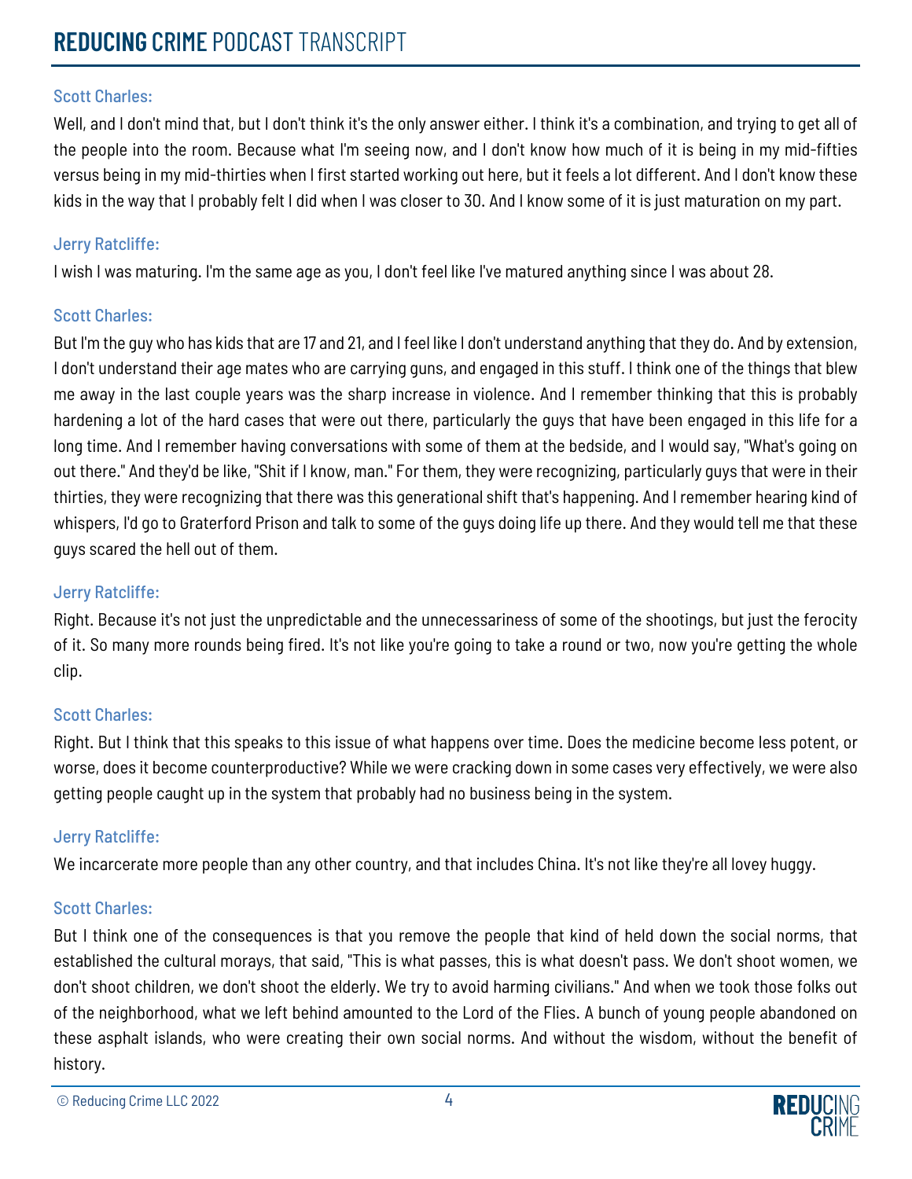Scott Charles:

Well, and I don't mind that, but I don't think it's the only answer either. I think it's a combination, and trying to get all of the people into the room. Because what I'm seeing now, and I don't know how much of it is being in my mid-fifties versus being in my mid-thirties when I first started working out here, but it feels a lot different. And I don't know these kids in the way that I probably felt I did when I was closer to 30. And I know some of it is just maturation on my part.

Jerry Ratcliffe:

I wish I was maturing. I'm the same age as you, I don't feel like I've matured anything since I was about 28.

Scott Charles:

But I'm the guy who has kids that are 17 and 21, and I feel like I don't understand anything that they do. And by extension, I don't understand their age mates who are carrying guns, and engaged in this stuff. I think one of the things that blew me away in the last couple years was the sharp increase in violence. And I remember thinking that this is probably hardening a lot of the hard cases that were out there, particularly the guys that have been engaged in this life for a long time. And I remember having conversations with some of them at the bedside, and I would say, "What's going on out there." And they'd be like, "Shit if I know, man." For them, they were recognizing, particularly guys that were in their thirties, they were recognizing that there was this generational shift that's happening. And I remember hearing kind of whispers, I'd go to Graterford Prison and talk to some of the guys doing life up there. And they would tell me that these guys scared the hell out of them.

Jerry Ratcliffe:

Right. Because it's not just the unpredictable and the unnecessariness of some of the shootings, but just the ferocity of it. So many more rounds being fired. It's not like you're going to take a round or two, now you're getting the whole clip.

Scott Charles:

Right. But I think that this speaks to this issue of what happens over time. Does the medicine become less potent, or worse, does it become counterproductive? While we were cracking down in some cases very effectively, we were also getting people caught up in the system that probably had no business being in the system.

Jerry Ratcliffe:

We incarcerate more people than any other country, and that includes China. It's not like they're all lovey huggy.

Scott Charles:

But I think one of the consequences is that you remove the people that kind of held down the social norms, that established the cultural morays, that said, "This is what passes, this is what doesn't pass. We don't shoot women, we don't shoot children, we don't shoot the elderly. We try to avoid harming civilians." And when we took those folks out of the neighborhood, what we left behind amounted to the Lord of the Flies. A bunch of young people abandoned on these asphalt islands, who were creating their own social norms. And without the wisdom, without the benefit of history.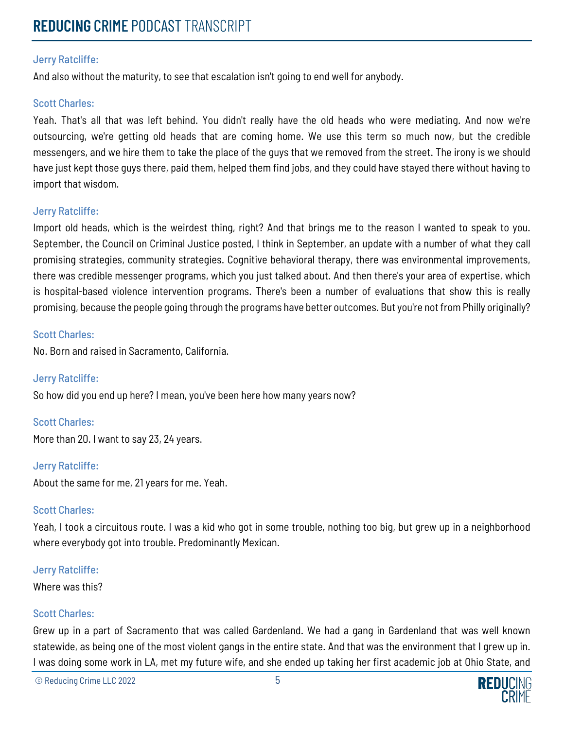**Jerry Ratcliffe:**

And also without the maturity, to see that escalation isn't going to end well for anybody.

**Scott Charles:**

Yeah. That's all that was left behind. You didn't really have the old heads who were mediating. And now we're outsourcing, we're getting old heads that are coming home. We use this term so much now, but the credible messengers, and we hire them to take the place of the guys that we removed from the street. The irony is we should have just kept those guys there, paid them, helped them find jobs, and they could have stayed there without having to import that wisdom.

**Jerry Ratcliffe:**

Import old heads, which is the weirdest thing, right? And that brings me to the reason I wanted to speak to you. September, the Council on Criminal Justice posted, I think in September, an update with a number of what they call promising strategies, community strategies. Cognitive behavioral therapy, there was environmental improvements, there was credible messenger programs, which you just talked about. And then there's your area of expertise, which is hospital-based violence intervention programs. There's been a number of evaluations that show this is really promising, because the people going through the programs have better outcomes. But you're not from Philly originally?

**Scott Charles:**

No. Born and raised in Sacramento, California.

**Jerry Ratcliffe:**

So how did you end up here? I mean, you've been here how many years now?

**Scott Charles:**

More than 20. I want to say 23, 24 years.

**Jerry Ratcliffe:**

About the same for me, 21 years for me. Yeah.

**Scott Charles:**

Yeah, I took a circuitous route. I was a kid who got in some trouble, nothing too big, but grew up in a neighborhood where everybody got into trouble. Predominantly Mexican.

**Jerry Ratcliffe:**

Where was this?

**Scott Charles:**

Grew up in a part of Sacramento that was called Gardenland. We had a gang in Gardenland that was well known statewide, as being one of the most violent gangs in the entire state. And that was the environment that I grew up in. I was doing some work in LA, met my future wife, and she ended up taking her first academic job at Ohio State, and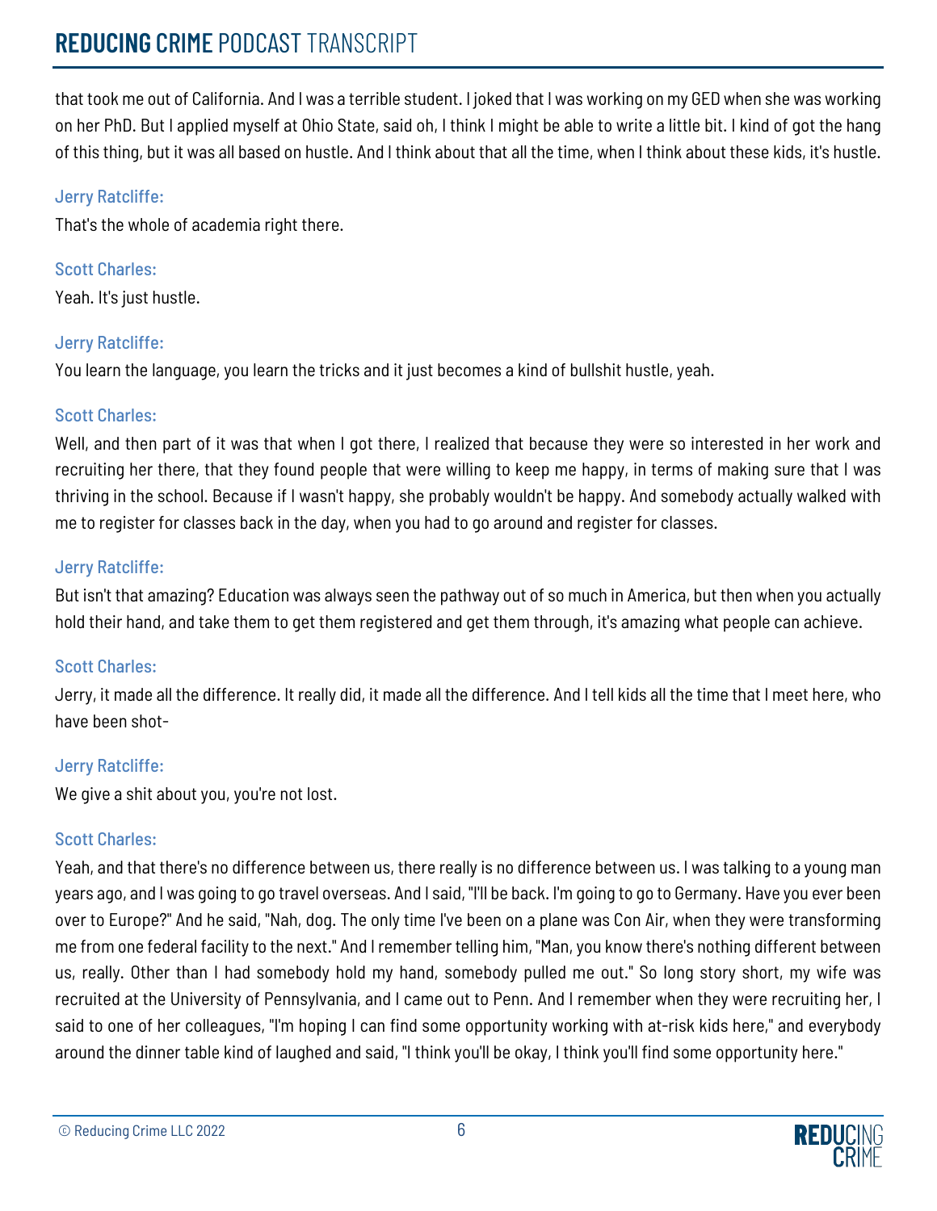that took me out of California. And I was a terrible student. I joked that I was working on my GED when she was working on her PhD. But I applied myself at Ohio State, said oh, I think I might be able to write a little bit. I kind of got the hang of this thing, but it was all based on hustle. And I think about that all the time, when I think about these kids, it's hustle.

Jerry Ratcliffe:

That's the whole of academia right there.

Scott Charles:

Yeah. It's just hustle.

Jerry Ratcliffe:

You learn the language, you learn the tricks and it just becomes a kind of bullshit hustle, yeah.

Scott Charles:

Well, and then part of it was that when I got there, I realized that because they were so interested in her work and recruiting her there, that they found people that were willing to keep me happy, in terms of making sure that I was thriving in the school. Because if I wasn't happy, she probably wouldn't be happy. And somebody actually walked with me to register for classes back in the day, when you had to go around and register for classes.

Jerry Ratcliffe:

But isn't that amazing? Education was always seen the pathway out of so much in America, but then when you actually hold their hand, and take them to get them registered and get them through, it's amazing what people can achieve.

Scott Charles:

Jerry, it made all the difference. It really did, it made all the difference. And I tell kids all the time that I meet here, who have been shot-

Jerry Ratcliffe:

We give a shit about you, you're not lost.

Scott Charles:

Yeah, and that there's no difference between us, there really is no difference between us. I was talking to a young man years ago, and I was going to go travel overseas. And I said, "I'll be back. I'm going to go to Germany. Have you ever been over to Europe?" And he said, "Nah, dog. The only time I've been on a plane was Con Air, when they were transforming me from one federal facility to the next." And I remember telling him, "Man, you know there's nothing different between us, really. Other than I had somebody hold my hand, somebody pulled me out." So long story short, my wife was recruited at the University of Pennsylvania, and I came out to Penn. And I remember when they were recruiting her, I said to one of her colleagues, "I'm hoping I can find some opportunity working with at-risk kids here," and everybody around the dinner table kind of laughed and said, "I think you'll be okay, I think you'll find some opportunity here."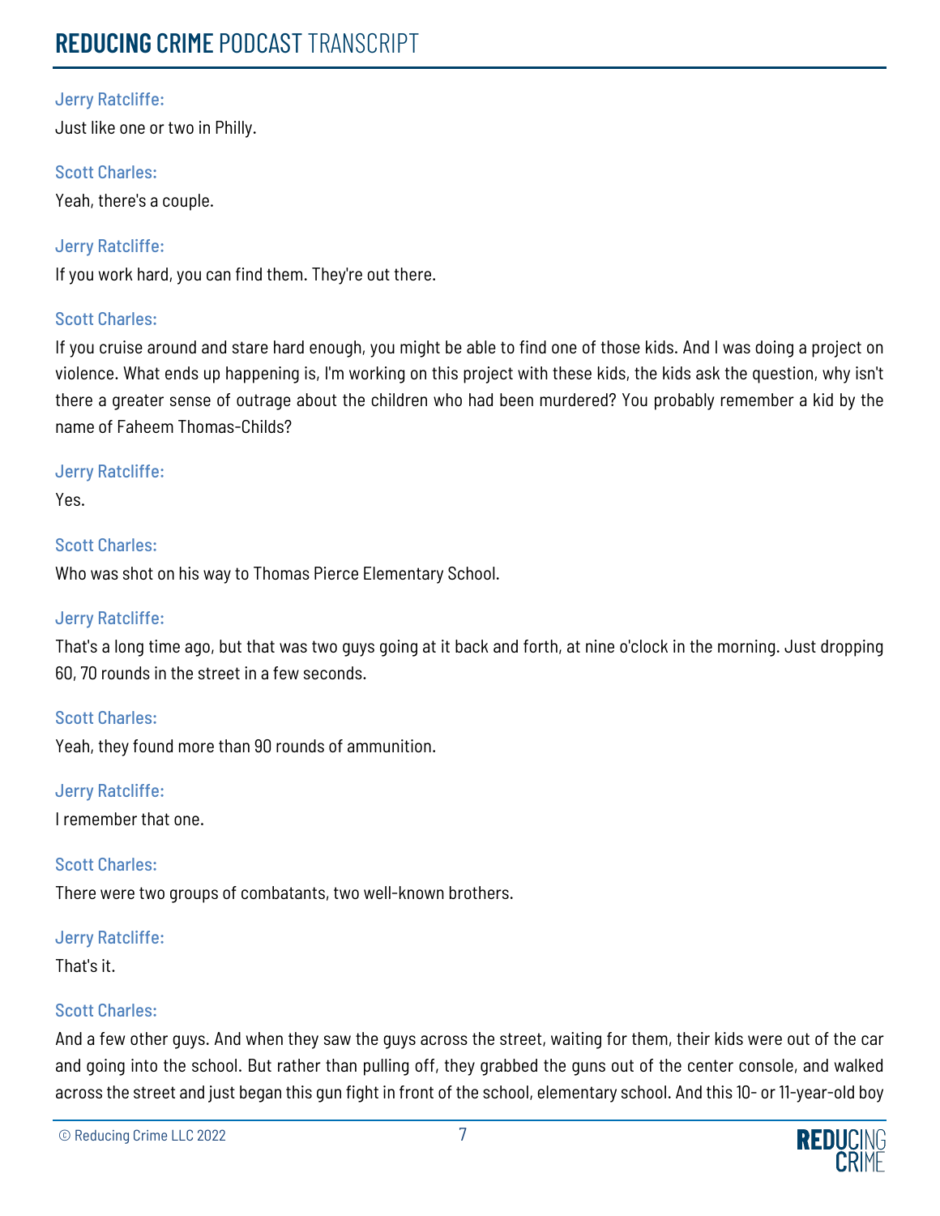**Jerry Ratcliffe:**

Just like one or two in Philly.

**Scott Charles:**

Yeah, there's a couple.

**Jerry Ratcliffe:**

If you work hard, you can find them. They're out there.

**Scott Charles:**

If you cruise around and stare hard enough, you might be able to find one of those kids. And I was doing a project on violence. What ends up happening is, I'm working on this project with these kids, the kids ask the question, why isn't there a greater sense of outrage about the children who had been murdered? You probably remember a kid by the name of Faheem Thomas-Childs?

**Jerry Ratcliffe:**

Yes.

**Scott Charles:**

Who was shot on his way to Thomas Pierce Elementary School.

**Jerry Ratcliffe:**

That's a long time ago, but that was two guys going at it back and forth, at nine o'clock in the morning. Just dropping 60, 70 rounds in the street in a few seconds.

**Scott Charles:**

Yeah, they found more than 90 rounds of ammunition.

**Jerry Ratcliffe:**

I remember that one.

**Scott Charles:**

There were two groups of combatants, two well-known brothers.

**Jerry Ratcliffe:**

That's it.

**Scott Charles:**

And a few other guys. And when they saw the guys across the street, waiting for them, their kids were out of the car and going into the school. But rather than pulling off, they grabbed the guns out of the center console, and walked across the street and just began this gun fight in front of the school, elementary school. And this 10- or 11-year-old boy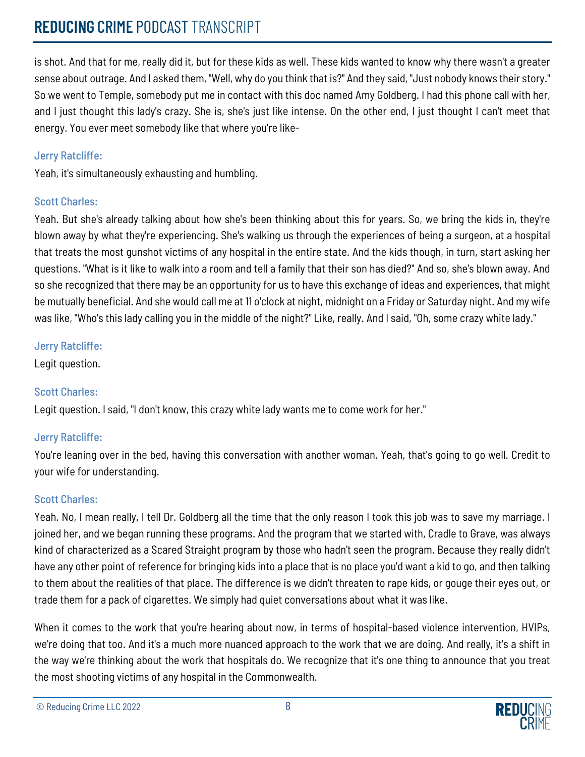is shot. And that for me, really did it, but for these kids as well. These kids wanted to know why there wasn't a greater sense about outrage. And I asked them, "Well, why do you think that is?" And they said, "Just nobody knows their story." So we went to Temple, somebody put me in contact with this doc named Amy Goldberg. I had this phone call with her, and I just thought this lady's crazy. She is, she's just like intense. On the other end, I just thought I can't meet that energy. You ever meet somebody like that where you're like-

Jerry Ratcliffe:

Yeah, it's simultaneously exhausting and humbling.

Scott Charles:

Yeah. But she's already talking about how she's been thinking about this for years. So, we bring the kids in, they're blown away by what they're experiencing. She's walking us through the experiences of being a surgeon, at a hospital that treats the most gunshot victims of any hospital in the entire state. And the kids though, in turn, start asking her questions. "What is it like to walk into a room and tell a family that their son has died?" And so, she's blown away. And so she recognized that there may be an opportunity for us to have this exchange of ideas and experiences, that might be mutually beneficial. And she would call me at 11 o'clock at night, midnight on a Friday or Saturday night. And my wife was like, "Who's this lady calling you in the middle of the night?" Like, really. And I said, "Oh, some crazy white lady."

Jerry Ratcliffe:

Legit question.

Scott Charles:

Legit question. I said, "I don't know, this crazy white lady wants me to come work for her."

Jerry Ratcliffe:

You're leaning over in the bed, having this conversation with another woman. Yeah, that's going to go well. Credit to your wife for understanding.

Scott Charles:

Yeah. No, I mean really, I tell Dr. Goldberg all the time that the only reason I took this job was to save my marriage. I joined her, and we began running these programs. And the program that we started with, Cradle to Grave, was always kind of characterized as a Scared Straight program by those who hadn't seen the program. Because they really didn't have any other point of reference for bringing kids into a place that is no place you'd want a kid to go, and then talking to them about the realities of that place. The difference is we didn't threaten to rape kids, or gouge their eyes out, or trade them for a pack of cigarettes. We simply had quiet conversations about what it was like.

When it comes to the work that you're hearing about now, in terms of hospital-based violence intervention, HVIPs, we're doing that too. And it's a much more nuanced approach to the work that we are doing. And really, it's a shift in the way we're thinking about the work that hospitals do. We recognize that it's one thing to announce that you treat the most shooting victims of any hospital in the Commonwealth.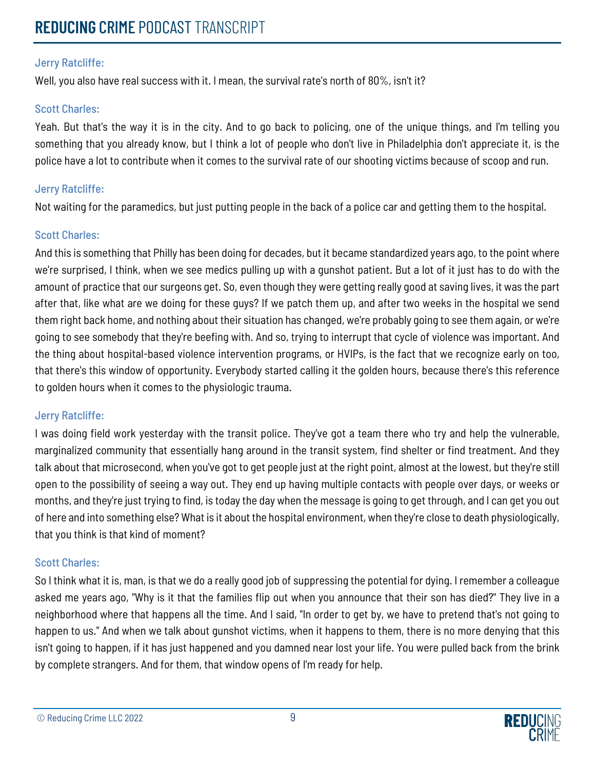Jerry Ratcliffe:

Well, you also have real success with it. I mean, the survival rate's north of 80%, isn't it?

Scott Charles:

Yeah. But that's the way it is in the city. And to go back to policing, one of the unique things, and I'm telling you something that you already know, but I think a lot of people who don't live in Philadelphia don't appreciate it, is the police have a lot to contribute when it comes to the survival rate of our shooting victims because of scoop and run.

Jerry Ratcliffe:

Not waiting for the paramedics, but just putting people in the back of a police car and getting them to the hospital.

Scott Charles:

And this is something that Philly has been doing for decades, but it became standardized years ago, to the point where we're surprised, I think, when we see medics pulling up with a gunshot patient. But a lot of it just has to do with the amount of practice that our surgeons get. So, even though they were getting really good at saving lives, it was the part after that, like what are we doing for these guys? If we patch them up, and after two weeks in the hospital we send them right back home, and nothing about their situation has changed, we're probably going to see them again, or we're going to see somebody that they're beefing with. And so, trying to interrupt that cycle of violence was important. And the thing about hospital-based violence intervention programs, or HVIPs, is the fact that we recognize early on too, that there's this window of opportunity. Everybody started calling it the golden hours, because there's this reference to golden hours when it comes to the physiologic trauma.

Jerry Ratcliffe:

I was doing field work yesterday with the transit police. They've got a team there who try and help the vulnerable, marginalized community that essentially hang around in the transit system, find shelter or find treatment. And they talk about that microsecond, when you've got to get people just at the right point, almost at the lowest, but they're still open to the possibility of seeing a way out. They end up having multiple contacts with people over days, or weeks or months, and they're just trying to find, is today the day when the message is going to get through, and I can get you out of here and into something else? What is it about the hospital environment, when they're close to death physiologically, that you think is that kind of moment?

Scott Charles:

So I think what it is, man, is that we do a really good job of suppressing the potential for dying. I remember a colleague asked me years ago, "Why is it that the families flip out when you announce that their son has died?" They live in a neighborhood where that happens all the time. And I said, "In order to get by, we have to pretend that's not going to happen to us." And when we talk about gunshot victims, when it happens to them, there is no more denying that this isn't going to happen, if it has just happened and you damned near lost your life. You were pulled back from the brink by complete strangers. And for them, that window opens of I'm ready for help.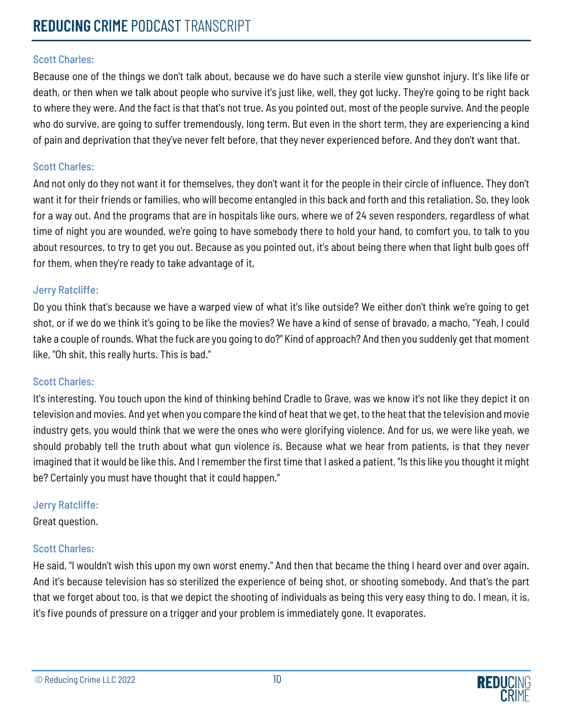Scott Charles:

Because one of the things we don't talk about, because we do have such a sterile view gunshot injury. It's like life or death, or then when we talk about people who survive it's just like, well, they got lucky. They're going to be right back to where they were. And the fact is that that's not true. As you pointed out, most of the people survive. And the people who do survive, are going to suffer tremendously, long term. But even in the short term, they are experiencing a kind of pain and deprivation that they've never felt before, that they never experienced before. And they don't want that.

Scott Charles:

And not only do they not want it for themselves, they don't want it for the people in their circle of influence. They don't want it for their friends or families, who will become entangled in this back and forth and this retaliation. So, they look for a way out. And the programs that are in hospitals like ours, where we of 24 seven responders, regardless of what time of night you are wounded, we're going to have somebody there to hold your hand, to comfort you, to talk to you about resources, to try to get you out. Because as you pointed out, it's about being there when that light bulb goes off for them, when they're ready to take advantage of it,

Jerry Ratcliffe:

Do you think that's because we have a warped view of what it's like outside? We either don't think we're going to get shot, or if we do we think it's going to be like the movies? We have a kind of sense of bravado, a macho, "Yeah, I could take a couple of rounds. What the fuck are you going to do?" Kind of approach? And then you suddenly get that moment like, "Oh shit, this really hurts. This is bad."

Scott Charles:

It's interesting. You touch upon the kind of thinking behind Cradle to Grave, was we know it's not like they depict it on television and movies. And yet when you compare the kind of heat that we get, to the heat that the television and movie industry gets, you would think that we were the ones who were glorifying violence. And for us, we were like yeah, we should probably tell the truth about what gun violence is. Because what we hear from patients, is that they never imagined that it would be like this. And I remember the first time that I asked a patient, "Is this like you thought it might be? Certainly you must have thought that it could happen."

Jerry Ratcliffe:

Great question.

Scott Charles:

He said, "I wouldn't wish this upon my own worst enemy." And then that became the thing I heard over and over again. And it's because television has so sterilized the experience of being shot, or shooting somebody. And that's the part that we forget about too, is that we depict the shooting of individuals as being this very easy thing to do. I mean, it is, it's five pounds of pressure on a trigger and your problem is immediately gone. It evaporates.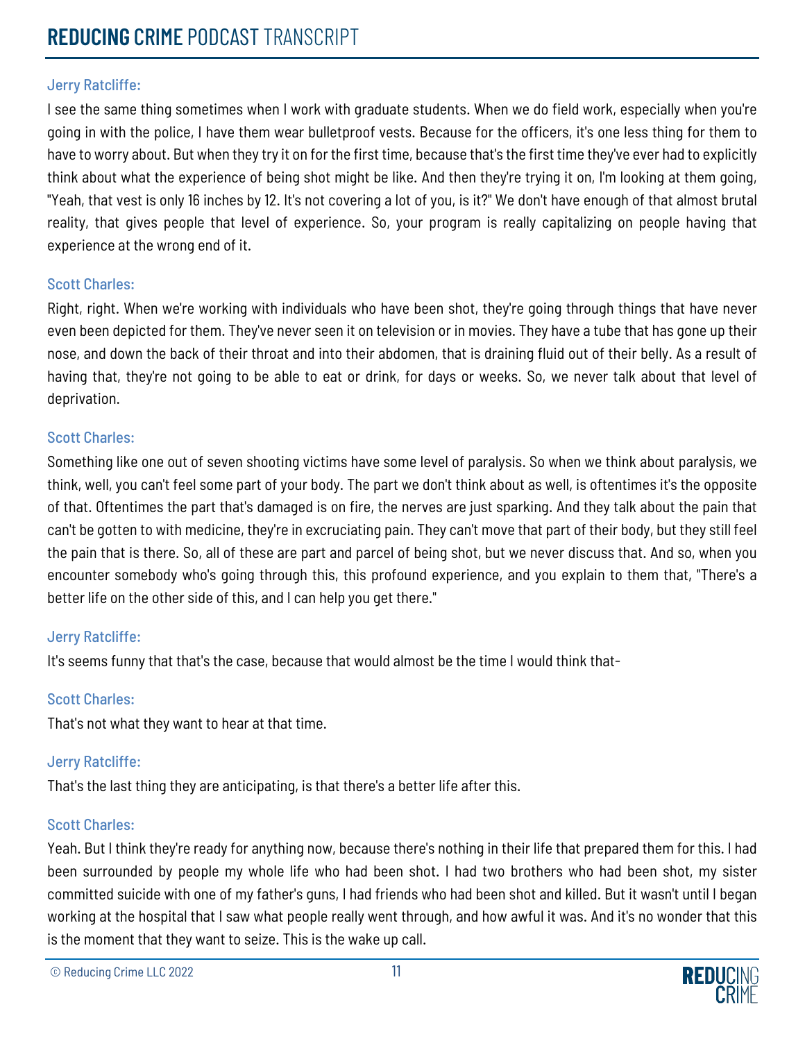Jerry Ratcliffe:

I see the same thing sometimes when I work with graduate students. When we do field work, especially when you're going in with the police, I have them wear bulletproof vests. Because for the officers, it's one less thing for them to have to worry about. But when they try it on for the first time, because that's the first time they've ever had to explicitly think about what the experience of being shot might be like. And then they're trying it on, I'm looking at them going, "Yeah, that vest is only 16 inches by 12. It's not covering a lot of you, is it?" We don't have enough of that almost brutal reality, that gives people that level of experience. So, your program is really capitalizing on people having that experience at the wrong end of it.

Scott Charles:

Right, right. When we're working with individuals who have been shot, they're going through things that have never even been depicted for them. They've never seen it on television or in movies. They have a tube that has gone up their nose, and down the back of their throat and into their abdomen, that is draining fluid out of their belly. As a result of having that, they're not going to be able to eat or drink, for days or weeks. So, we never talk about that level of deprivation.

Scott Charles:

Something like one out of seven shooting victims have some level of paralysis. So when we think about paralysis, we think, well, you can't feel some part of your body. The part we don't think about as well, is oftentimes it's the opposite of that. Oftentimes the part that's damaged is on fire, the nerves are just sparking. And they talk about the pain that can't be gotten to with medicine, they're in excruciating pain. They can't move that part of their body, but they still feel the pain that is there. So, all of these are part and parcel of being shot, but we never discuss that. And so, when you encounter somebody who's going through this, this profound experience, and you explain to them that, "There's a better life on the other side of this, and I can help you get there."

Jerry Ratcliffe:

It's seems funny that that's the case, because that would almost be the time I would think that-

Scott Charles:

That's not what they want to hear at that time.

Jerry Ratcliffe:

That's the last thing they are anticipating, is that there's a better life after this.

Scott Charles:

Yeah. But I think they're ready for anything now, because there's nothing in their life that prepared them for this. I had been surrounded by people my whole life who had been shot. I had two brothers who had been shot, my sister committed suicide with one of my father's guns, I had friends who had been shot and killed. But it wasn't until I began working at the hospital that I saw what people really went through, and how awful it was. And it's no wonder that this is the moment that they want to seize. This is the wake up call.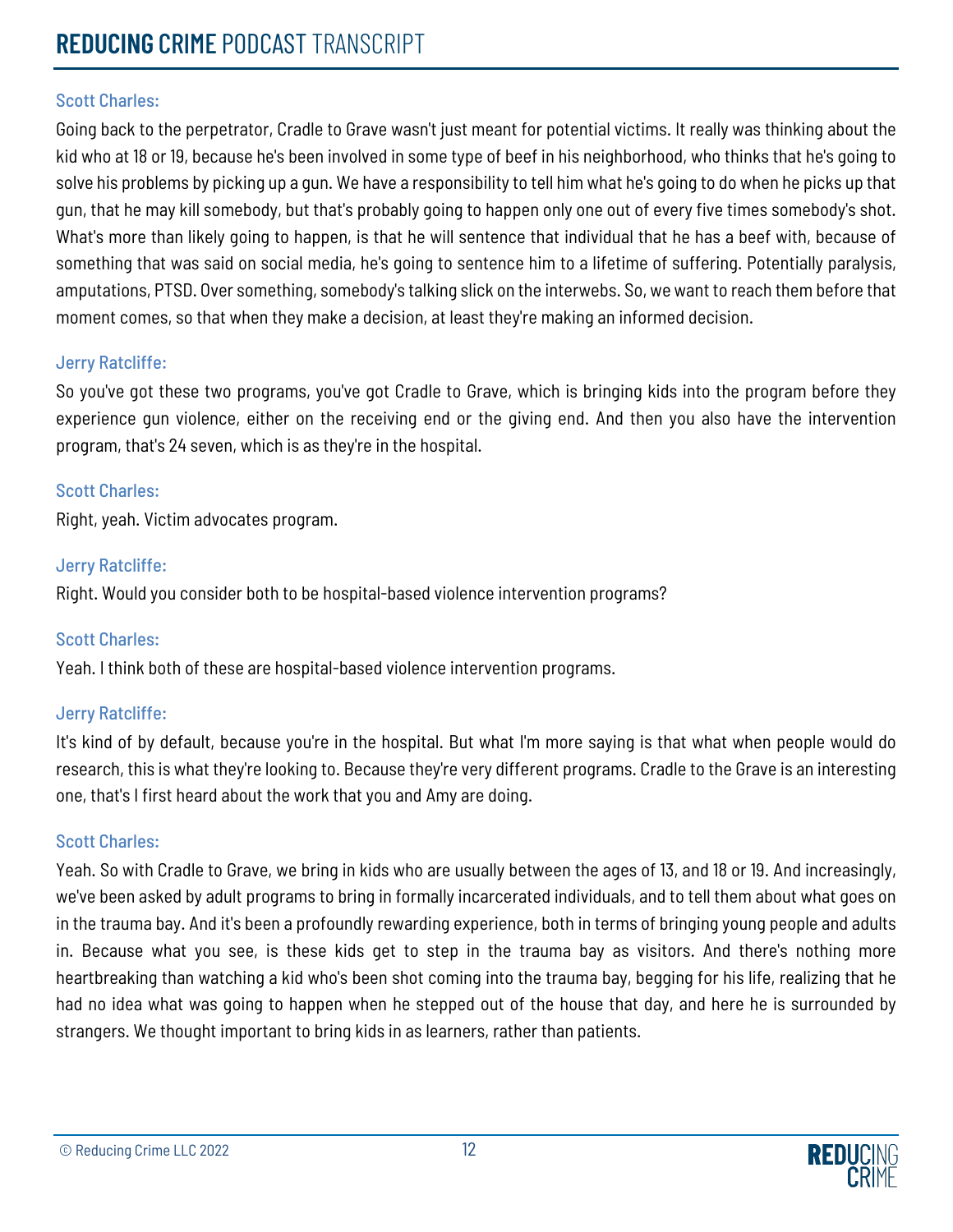Scott Charles:

Going back to the perpetrator, Cradle to Grave wasn't just meant for potential victims. It really was thinking about the kid who at 18 or 19, because he's been involved in some type of beef in his neighborhood, who thinks that he's going to solve his problems by picking up a gun. We have a responsibility to tell him what he's going to do when he picks up that gun, that he may kill somebody, but that's probably going to happen only one out of every five times somebody's shot. What's more than likely going to happen, is that he will sentence that individual that he has a beef with, because of something that was said on social media, he's going to sentence him to a lifetime of suffering. Potentially paralysis, amputations, PTSD. Over something, somebody's talking slick on the interwebs. So, we want to reach them before that moment comes, so that when they make a decision, at least they're making an informed decision.

Jerry Ratcliffe:

So you've got these two programs, you've got Cradle to Grave, which is bringing kids into the program before they experience gun violence, either on the receiving end or the giving end. And then you also have the intervention program, that's 24 seven, which is as they're in the hospital.

Scott Charles:

Right, yeah. Victim advocates program.

Jerry Ratcliffe:

Right. Would you consider both to be hospital-based violence intervention programs?

Scott Charles:

Yeah. I think both of these are hospital-based violence intervention programs.

Jerry Ratcliffe:

It's kind of by default, because you're in the hospital. But what I'm more saying is that what when people would do research, this is what they're looking to. Because they're very different programs. Cradle to the Grave is an interesting one, that's I first heard about the work that you and Amy are doing.

Scott Charles:

Yeah. So with Cradle to Grave, we bring in kids who are usually between the ages of 13, and 18 or 19. And increasingly, we've been asked by adult programs to bring in formally incarcerated individuals, and to tell them about what goes on in the trauma bay. And it's been a profoundly rewarding experience, both in terms of bringing young people and adults in. Because what you see, is these kids get to step in the trauma bay as visitors. And there's nothing more heartbreaking than watching a kid who's been shot coming into the trauma bay, begging for his life, realizing that he had no idea what was going to happen when he stepped out of the house that day, and here he is surrounded by strangers. We thought important to bring kids in as learners, rather than patients.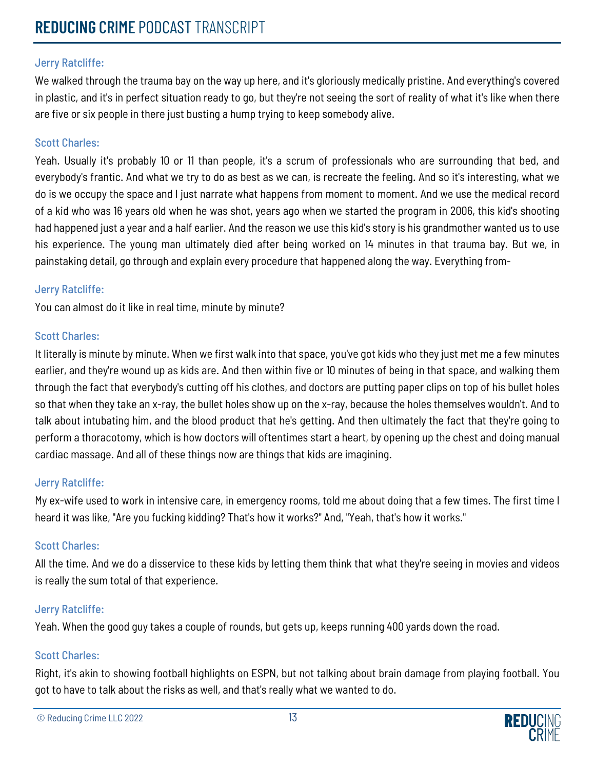**Jerry Ratcliffe:**

We walked through the trauma bay on the way up here, and it's gloriously medically pristine. And everything's covered in plastic, and it's in perfect situation ready to go, but they're not seeing the sort of reality of what it's like when there are five or six people in there just busting a hump trying to keep somebody alive.

**Scott Charles:**

Yeah. Usually it's probably 10 or 11 than people, it's a scrum of professionals who are surrounding that bed, and everybody's frantic. And what we try to do as best as we can, is recreate the feeling. And so it's interesting, what we do is we occupy the space and I just narrate what happens from moment to moment. And we use the medical record of a kid who was 16 years old when he was shot, years ago when we started the program in 2006, this kid's shooting had happened just a year and a half earlier. And the reason we use this kid's story is his grandmother wanted us to use his experience. The young man ultimately died after being worked on 14 minutes in that trauma bay. But we, in painstaking detail, go through and explain every procedure that happened along the way. Everything from-

**Jerry Ratcliffe:**

You can almost do it like in real time, minute by minute?

**Scott Charles:**

It literally is minute by minute. When we first walk into that space, you've got kids who they just met me a few minutes earlier, and they're wound up as kids are. And then within five or 10 minutes of being in that space, and walking them through the fact that everybody's cutting off his clothes, and doctors are putting paper clips on top of his bullet holes so that when they take an x-ray, the bullet holes show up on the x-ray, because the holes themselves wouldn't. And to talk about intubating him, and the blood product that he's getting. And then ultimately the fact that they're going to perform a thoracotomy, which is how doctors will oftentimes start a heart, by opening up the chest and doing manual cardiac massage. And all of these things now are things that kids are imagining.

**Jerry Ratcliffe:**

My ex-wife used to work in intensive care, in emergency rooms, told me about doing that a few times. The first time I heard it was like, "Are you fucking kidding? That's how it works?" And, "Yeah, that's how it works."

**Scott Charles:**

All the time. And we do a disservice to these kids by letting them think that what they're seeing in movies and videos is really the sum total of that experience.

**Jerry Ratcliffe:**

Yeah. When the good guy takes a couple of rounds, but gets up, keeps running 400 yards down the road.

**Scott Charles:**

Right, it's akin to showing football highlights on ESPN, but not talking about brain damage from playing football. You got to have to talk about the risks as well, and that's really what we wanted to do.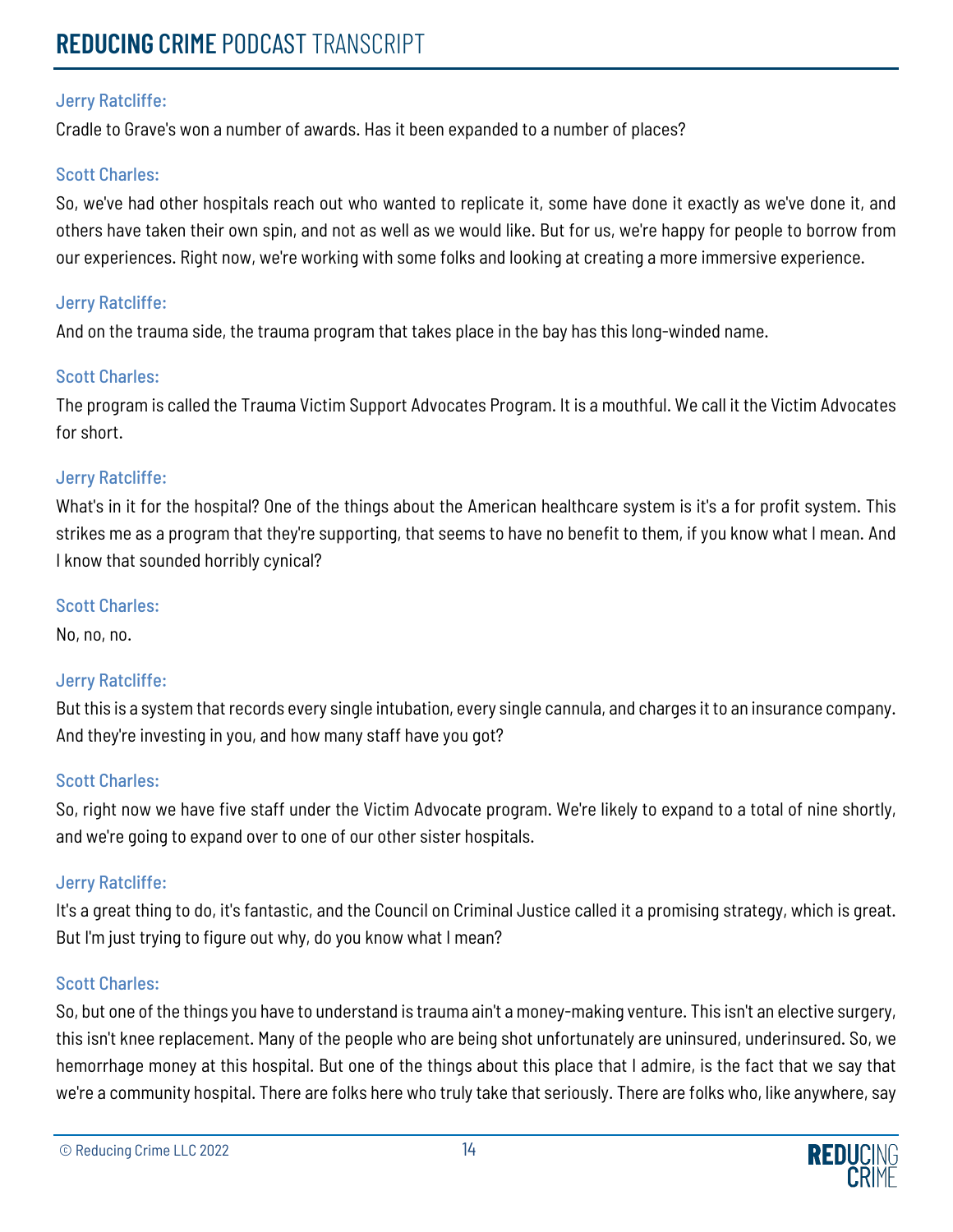Jerry Ratcliffe:

Cradle to Grave's won a number of awards. Has it been expanded to a number of places?

Scott Charles:

So, we've had other hospitals reach out who wanted to replicate it, some have done it exactly as we've done it, and others have taken their own spin, and not as well as we would like. But for us, we're happy for people to borrow from our experiences. Right now, we're working with some folks and looking at creating a more immersive experience.

Jerry Ratcliffe:

And on the trauma side, the trauma program that takes place in the bay has this long-winded name.

Scott Charles:

The program is called the Trauma Victim Support Advocates Program. It is a mouthful. We call it the Victim Advocates for short.

Jerry Ratcliffe:

What's in it for the hospital? One of the things about the American healthcare system is it's a for profit system. This strikes me as a program that they're supporting, that seems to have no benefit to them, if you know what I mean. And I know that sounded horribly cynical?

Scott Charles:

No, no, no.

Jerry Ratcliffe:

But this is a system that records every single intubation, every single cannula, and charges it to an insurance company. And they're investing in you, and how many staff have you got?

Scott Charles:

So, right now we have five staff under the Victim Advocate program. We're likely to expand to a total of nine shortly, and we're going to expand over to one of our other sister hospitals.

Jerry Ratcliffe:

It's a great thing to do, it's fantastic, and the Council on Criminal Justice called it a promising strategy, which is great. But I'm just trying to figure out why, do you know what I mean?

Scott Charles:

So, but one of the things you have to understand is trauma ain't a money-making venture. This isn't an elective surgery, this isn't knee replacement. Many of the people who are being shot unfortunately are uninsured, underinsured. So, we hemorrhage money at this hospital. But one of the things about this place that I admire, is the fact that we say that we're a community hospital. There are folks here who truly take that seriously. There are folks who, like anywhere, say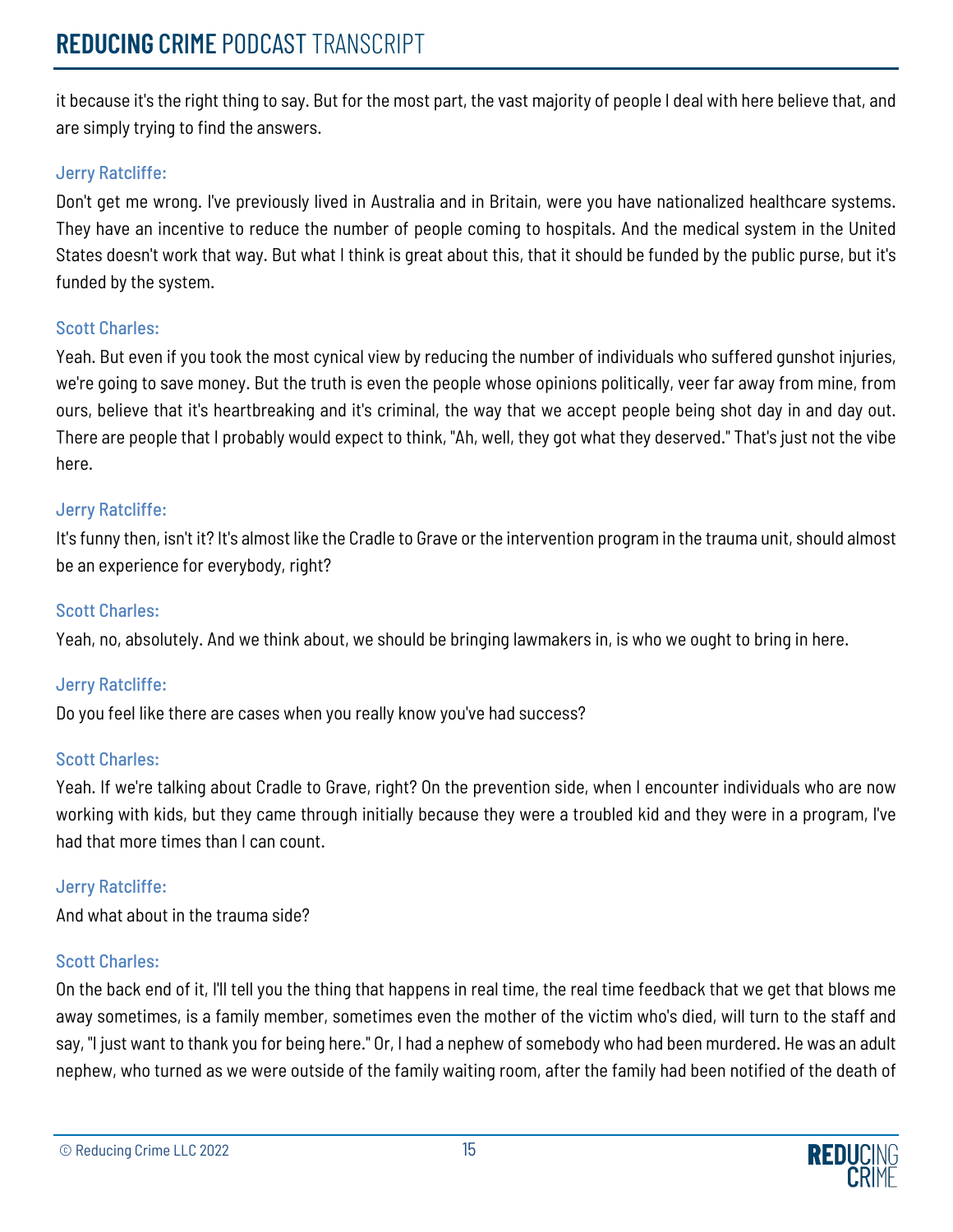it because it's the right thing to say. But for the most part, the vast majority of people I deal with here believe that, and are simply trying to find the answers.

Jerry Ratcliffe:

Don't get me wrong. I've previously lived in Australia and in Britain, were you have nationalized healthcare systems. They have an incentive to reduce the number of people coming to hospitals. And the medical system in the United States doesn't work that way. But what I think is great about this, that it should be funded by the public purse, but it's funded by the system.

Scott Charles:

Yeah. But even if you took the most cynical view by reducing the number of individuals who suffered gunshot injuries, we're going to save money. But the truth is even the people whose opinions politically, veer far away from mine, from ours, believe that it's heartbreaking and it's criminal, the way that we accept people being shot day in and day out. There are people that I probably would expect to think, "Ah, well, they got what they deserved." That's just not the vibe here.

Jerry Ratcliffe:

It's funny then, isn't it? It's almost like the Cradle to Grave or the intervention program in the trauma unit, should almost be an experience for everybody, right?

Scott Charles:

Yeah, no, absolutely. And we think about, we should be bringing lawmakers in, is who we ought to bring in here.

Jerry Ratcliffe:

Do you feel like there are cases when you really know you've had success?

Scott Charles:

Yeah. If we're talking about Cradle to Grave, right? On the prevention side, when I encounter individuals who are now working with kids, but they came through initially because they were a troubled kid and they were in a program, I've had that more times than I can count.

Jerry Ratcliffe:

And what about in the trauma side?

Scott Charles:

On the back end of it, I'll tell you the thing that happens in real time, the real time feedback that we get that blows me away sometimes, is a family member, sometimes even the mother of the victim who's died, will turn to the staff and say, "I just want to thank you for being here." Or, I had a nephew of somebody who had been murdered. He was an adult nephew, who turned as we were outside of the family waiting room, after the family had been notified of the death of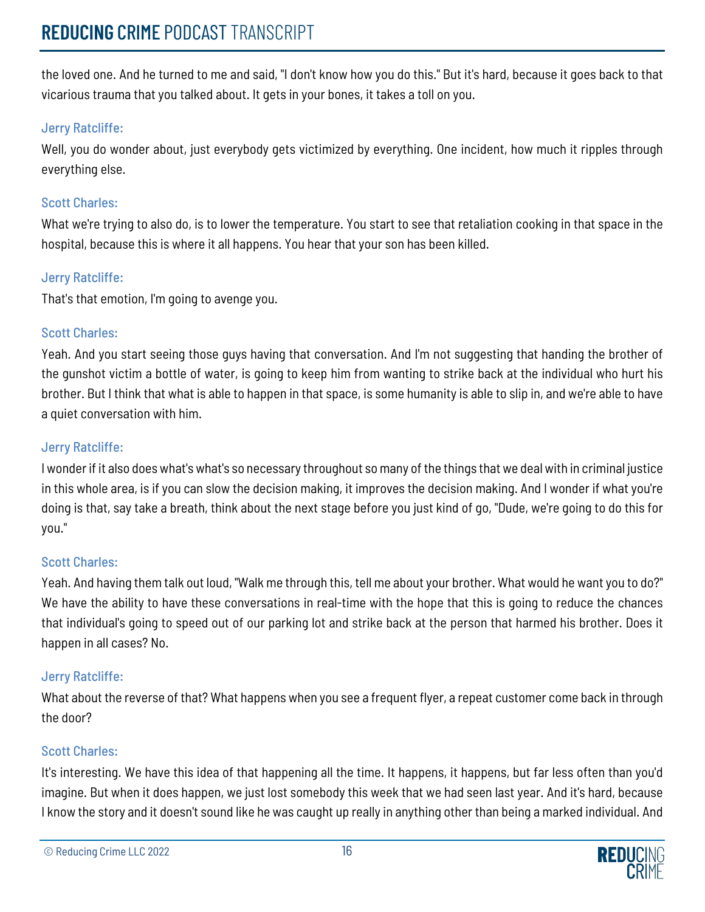the loved one. And he turned to me and said, "I don't know how you do this." But it's hard, because it goes back to that vicarious trauma that you talked about. It gets in your bones, it takes a toll on you.

Jerry Ratcliffe:

Well, you do wonder about, just everybody gets victimized by everything. One incident, how much it ripples through everything else.

Scott Charles:

What we're trying to also do, is to lower the temperature. You start to see that retaliation cooking in that space in the hospital, because this is where it all happens. You hear that your son has been killed.

Jerry Ratcliffe:

That's that emotion, I'm going to avenge you.

Scott Charles:

Yeah. And you start seeing those guys having that conversation. And I'm not suggesting that handing the brother of the gunshot victim a bottle of water, is going to keep him from wanting to strike back at the individual who hurt his brother. But I think that what is able to happen in that space, is some humanity is able to slip in, and we're able to have a quiet conversation with him.

Jerry Ratcliffe:

I wonder if it also does what's what's so necessary throughout so many of the things that we deal with in criminal justice in this whole area, is if you can slow the decision making, it improves the decision making. And I wonder if what you're doing is that, say take a breath, think about the next stage before you just kind of go, "Dude, we're going to do this for you."

Scott Charles:

Yeah. And having them talk out loud, "Walk me through this, tell me about your brother. What would he want you to do?" We have the ability to have these conversations in real-time with the hope that this is going to reduce the chances that individual's going to speed out of our parking lot and strike back at the person that harmed his brother. Does it happen in all cases? No.

Jerry Ratcliffe:

What about the reverse of that? What happens when you see a frequent flyer, a repeat customer come back in through the door?

Scott Charles:

It's interesting. We have this idea of that happening all the time. It happens, it happens, but far less often than you'd imagine. But when it does happen, we just lost somebody this week that we had seen last year. And it's hard, because I know the story and it doesn't sound like he was caught up really in anything other than being a marked individual. And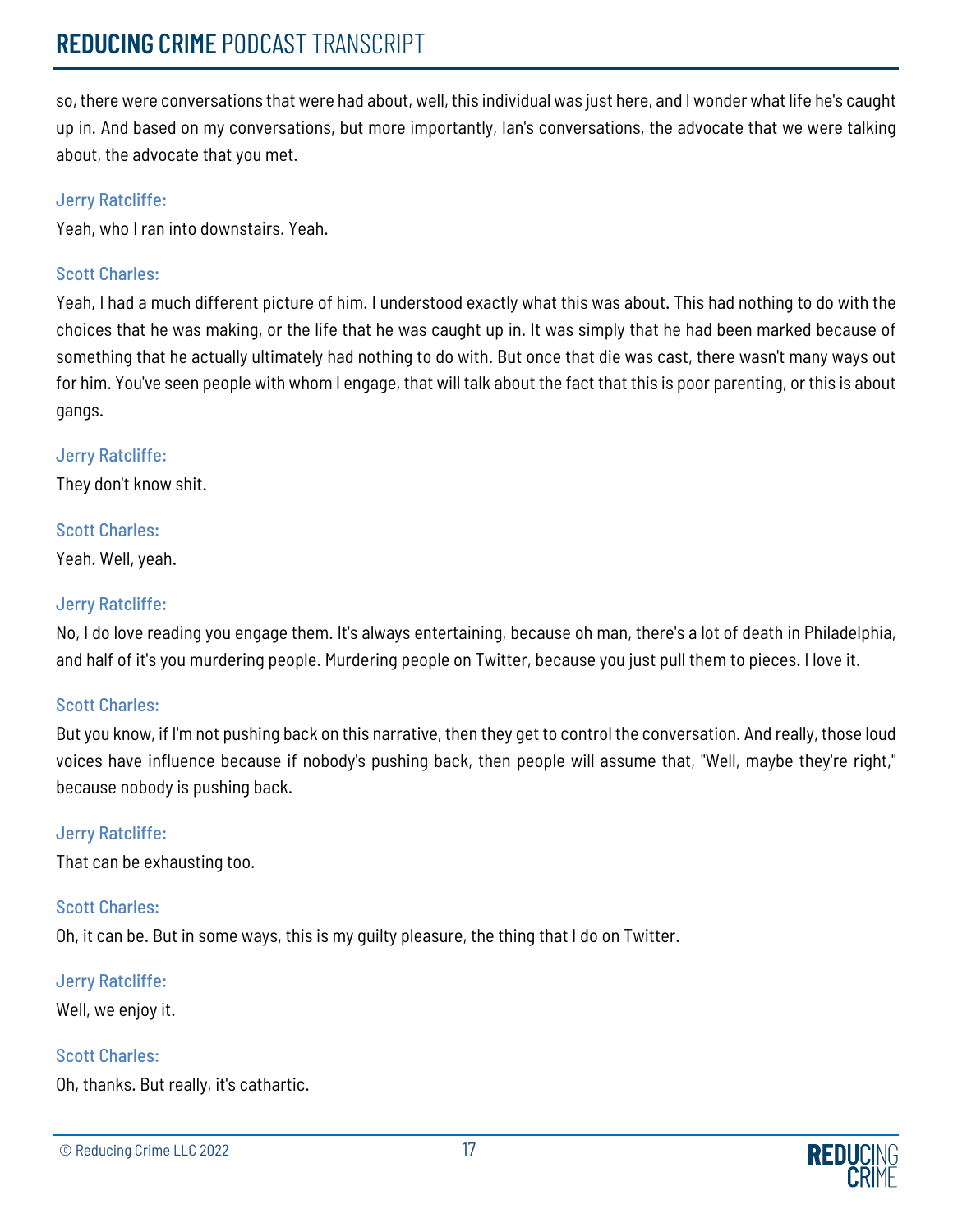so, there were conversations that were had about, well, this individual was just here, and I wonder what life he's caught up in. And based on my conversations, but more importantly, Ian's conversations, the advocate that we were talking about, the advocate that you met.

Jerry Ratcliffe:

Yeah, who I ran into downstairs. Yeah.

Scott Charles:

Yeah, I had a much different picture of him. I understood exactly what this was about. This had nothing to do with the choices that he was making, or the life that he was caught up in. It was simply that he had been marked because of something that he actually ultimately had nothing to do with. But once that die was cast, there wasn't many ways out for him. You've seen people with whom I engage, that will talk about the fact that this is poor parenting, or this is about gangs.

Jerry Ratcliffe:

They don't know shit.

Scott Charles:

Yeah. Well, yeah.

Jerry Ratcliffe:

No, I do love reading you engage them. It's always entertaining, because oh man, there's a lot of death in Philadelphia, and half of it's you murdering people. Murdering people on Twitter, because you just pull them to pieces. I love it.

Scott Charles:

But you know, if I'm not pushing back on this narrative, then they get to control the conversation. And really, those loud voices have influence because if nobody's pushing back, then people will assume that, "Well, maybe they're right," because nobody is pushing back.

Jerry Ratcliffe:

That can be exhausting too.

Scott Charles:

Oh, it can be. But in some ways, this is my guilty pleasure, the thing that I do on Twitter.

Jerry Ratcliffe:

Well, we enjoy it.

Scott Charles:

Oh, thanks. But really, it's cathartic.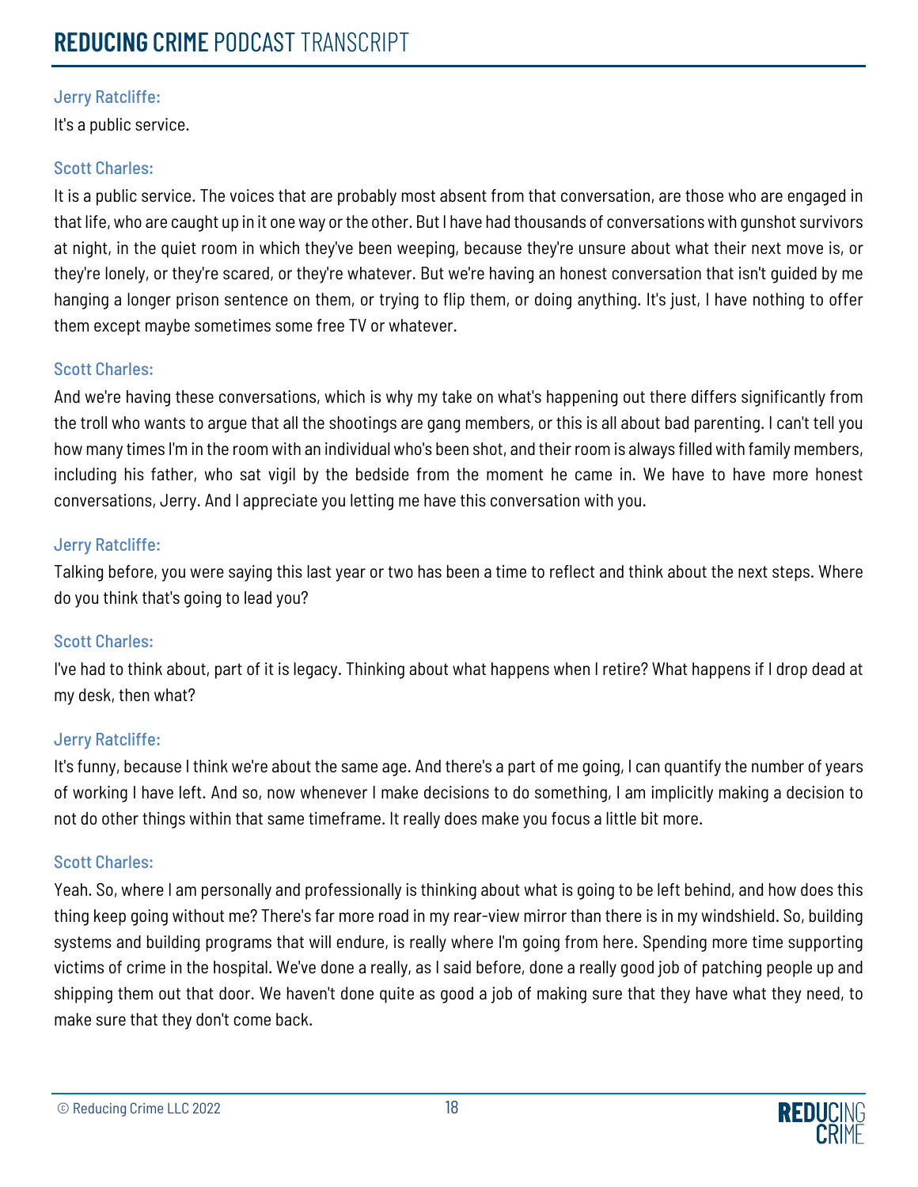Jerry Ratcliffe:

It's a public service.

Scott Charles:

It is a public service. The voices that are probably most absent from that conversation, are those who are engaged in that life, who are caught up in it one way or the other. But I have had thousands of conversations with gunshot survivors at night, in the quiet room in which they've been weeping, because they're unsure about what their next move is, or they're lonely, or they're scared, or they're whatever. But we're having an honest conversation that isn't guided by me hanging a longer prison sentence on them, or trying to flip them, or doing anything. It's just, I have nothing to offer them except maybe sometimes some free TV or whatever.

Scott Charles:

And we're having these conversations, which is why my take on what's happening out there differs significantly from the troll who wants to argue that all the shootings are gang members, or this is all about bad parenting. I can't tell you how many times I'm in the room with an individual who's been shot, and their room is always filled with family members, including his father, who sat vigil by the bedside from the moment he came in. We have to have more honest conversations, Jerry. And I appreciate you letting me have this conversation with you.

Jerry Ratcliffe:

Talking before, you were saying this last year or two has been a time to reflect and think about the next steps. Where do you think that's going to lead you?

Scott Charles:

I've had to think about, part of it is legacy. Thinking about what happens when I retire? What happens if I drop dead at my desk, then what?

Jerry Ratcliffe:

It's funny, because I think we're about the same age. And there's a part of me going, I can quantify the number of years of working I have left. And so, now whenever I make decisions to do something, I am implicitly making a decision to not do other things within that same timeframe. It really does make you focus a little bit more.

Scott Charles:

Yeah. So, where I am personally and professionally is thinking about what is going to be left behind, and how does this thing keep going without me? There's far more road in my rear-view mirror than there is in my windshield. So, building systems and building programs that will endure, is really where I'm going from here. Spending more time supporting victims of crime in the hospital. We've done a really, as I said before, done a really good job of patching people up and shipping them out that door. We haven't done quite as good a job of making sure that they have what they need, to make sure that they don't come back.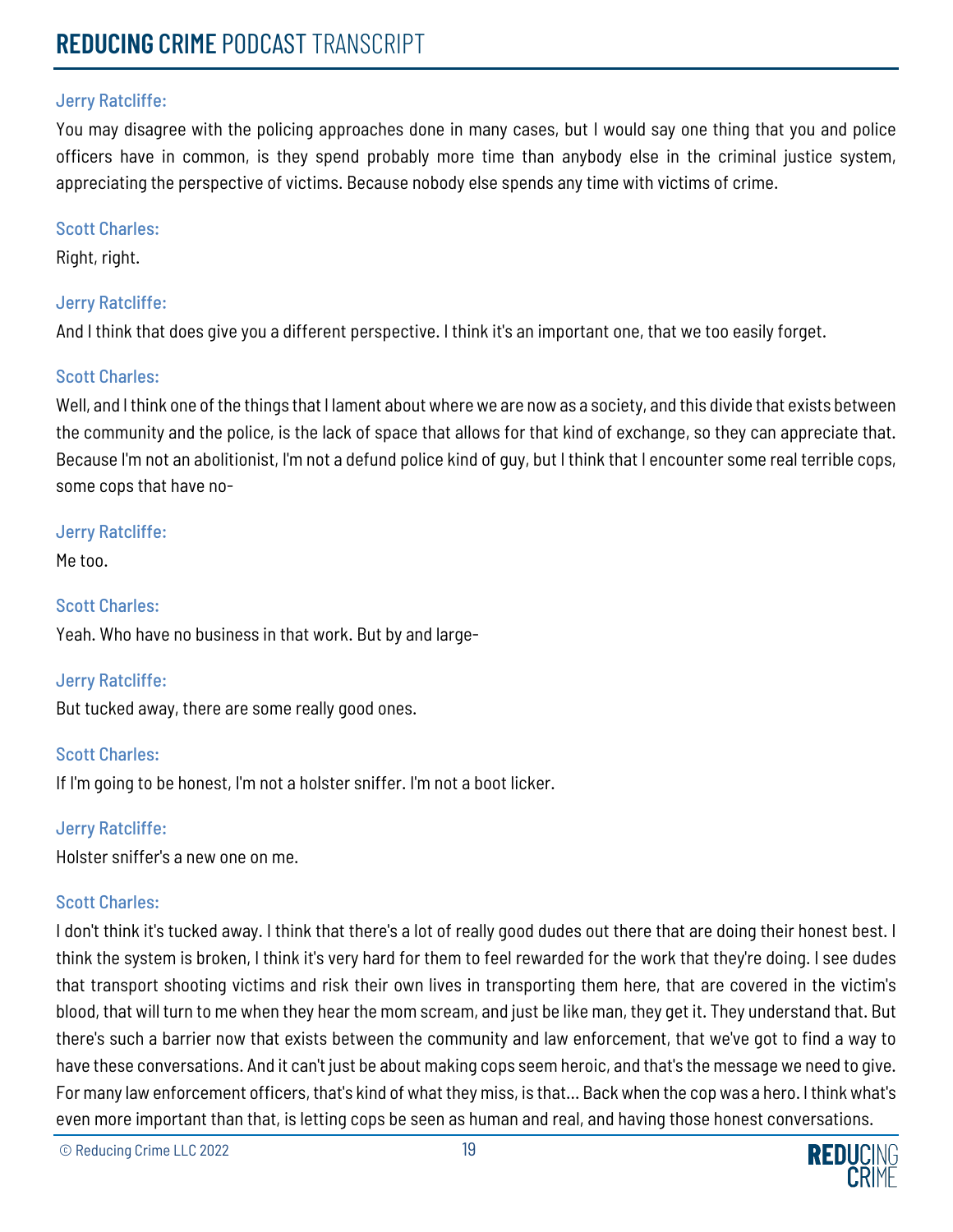Jerry Ratcliffe:

You may disagree with the policing approaches done in many cases, but I would say one thing that you and police officers have in common, is they spend probably more time than anybody else in the criminal justice system, appreciating the perspective of victims. Because nobody else spends any time with victims of crime.

Scott Charles:

Right, right.

Jerry Ratcliffe:

And I think that does give you a different perspective. I think it's an important one, that we too easily forget.

Scott Charles:

Well, and I think one of the things that I lament about where we are now as a society, and this divide that exists between the community and the police, is the lack of space that allows for that kind of exchange, so they can appreciate that. Because I'm not an abolitionist, I'm not a defund police kind of guy, but I think that I encounter some real terrible cops, some cops that have no-

Jerry Ratcliffe:

Me too.

Scott Charles:

Yeah. Who have no business in that work. But by and large-

Jerry Ratcliffe:

But tucked away, there are some really good ones.

Scott Charles:

If I'm going to be honest, I'm not a holster sniffer. I'm not a boot licker.

Jerry Ratcliffe:

Holster sniffer's a new one on me.

Scott Charles:

I don't think it's tucked away. I think that there's a lot of really good dudes out there that are doing their honest best. I think the system is broken, I think it's very hard for them to feel rewarded for the work that they're doing. I see dudes that transport shooting victims and risk their own lives in transporting them here, that are covered in the victim's blood, that will turn to me when they hear the mom scream, and just be like man, they get it. They understand that. But there's such a barrier now that exists between the community and law enforcement, that we've got to find a way to have these conversations. And it can't just be about making cops seem heroic, and that's the message we need to give. For many law enforcement officers, that's kind of what they miss, is that... Back when the cop was a hero. I think what's even more important than that, is letting cops be seen as human and real, and having those honest conversations.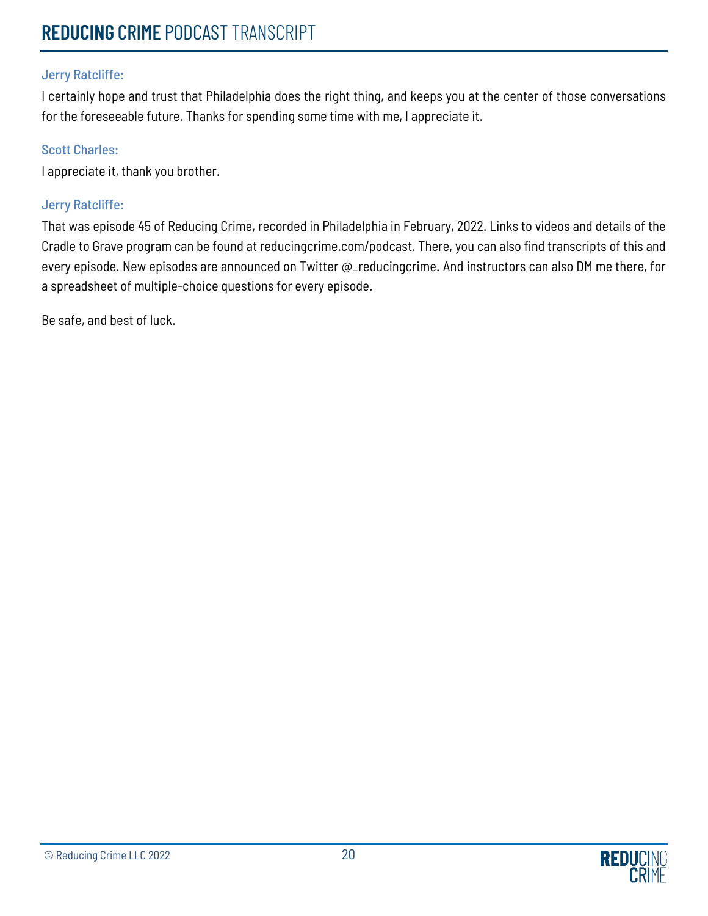Jerry Ratcliffe:

I certainly hope and trust that Philadelphia does the right thing, and keeps you at the center of those conversations for the foreseeable future. Thanks for spending some time with me, I appreciate it.

Scott Charles:

I appreciate it, thank you brother.

Jerry Ratcliffe:

That was episode 45 of Reducing Crime, recorded in Philadelphia in February, 2022. Links to videos and details of the Cradle to Grave program can be found at reducingcrime.com/podcast. There, you can also find transcripts of this and every episode. New episodes are announced on Twitter @_reducingcrime. And instructors can also DM me there, for a spreadsheet of multiple-choice questions for every episode.

Be safe, and best of luck.